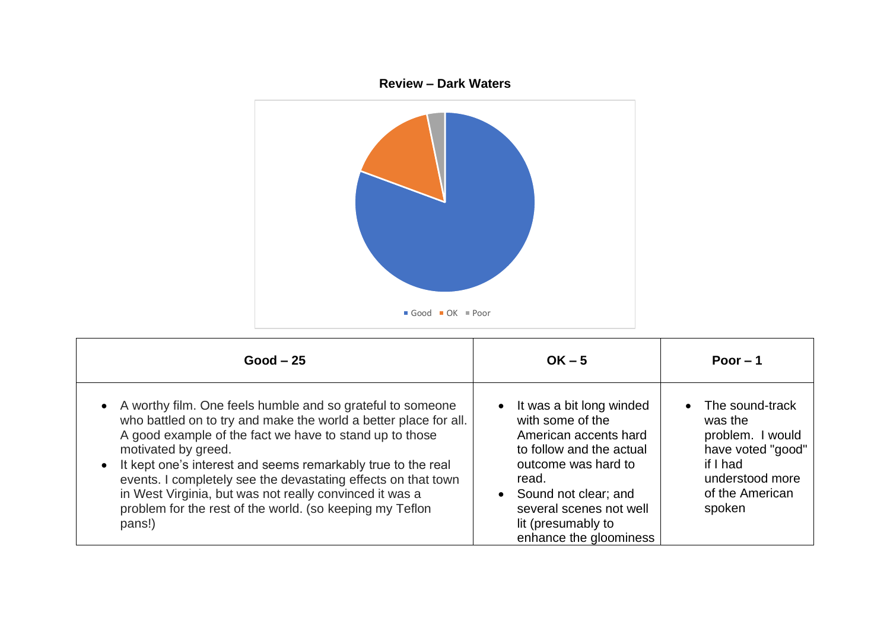**Review – Dark Waters**

Good  OK  Poor

| Good – 25 | OK – 5 | Poor – 1 |
| --- | --- | --- |
| • A worthy film. One feels humble and so grateful to someone who battled on to try and make the world a better place for all. A good example of the fact we have to stand up to those motivated by greed.<br>• It kept one's interest and seems remarkably true to the real events. I completely see the devastating effects on that town in West Virginia, but was not really convinced it was a problem for the rest of the world. (so keeping my Teflon pans!) | • It was a bit long winded with some of the American accents hard to follow and the actual outcome was hard to read.<br>• Sound not clear; and several scenes not well lit (presumably to enhance the gloominess | • The sound-track was the problem. I would have voted "good" if I had understood more of the American spoken |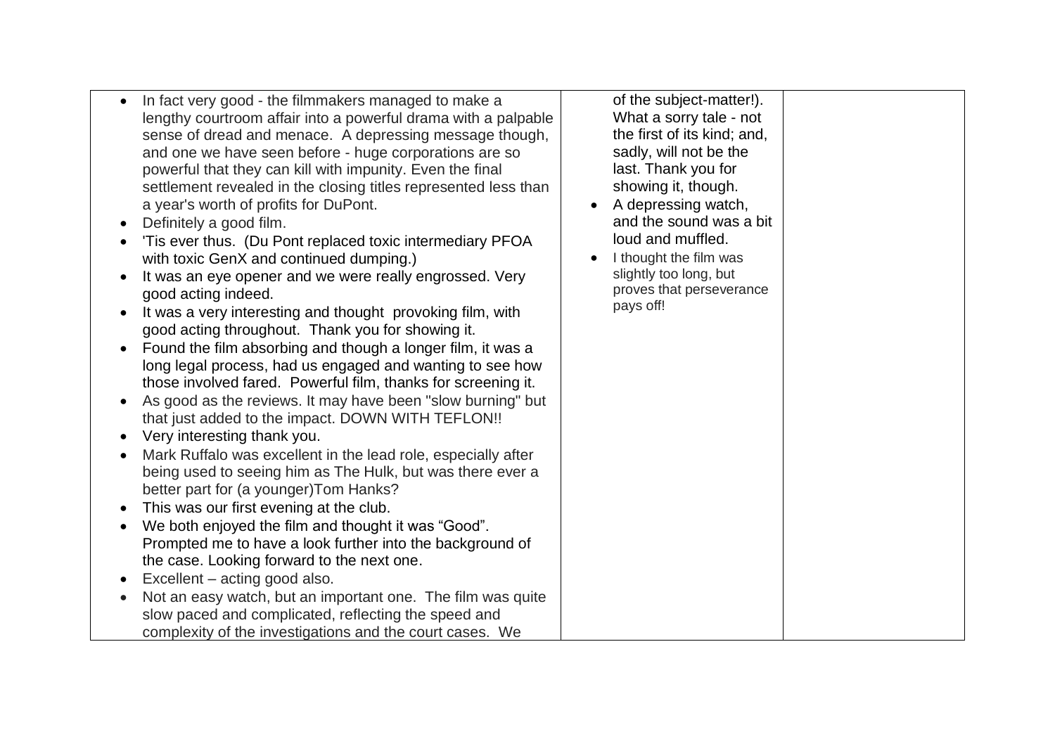| | | |
|---|---|---|
| • In fact very good - the filmmakers managed to make a lengthy courtroom affair into a powerful drama with a palpable sense of dread and menace. A depressing message though, and one we have seen before - huge corporations are so powerful that they can kill with impunity. Even the final settlement revealed in the closing titles represented less than a year's worth of profits for DuPont.<br>• Definitely a good film.<br>• 'Tis ever thus. (Du Pont replaced toxic intermediary PFOA with toxic GenX and continued dumping.)<br>• It was an eye opener and we were really engrossed. Very good acting indeed.<br>• It was a very interesting and thought provoking film, with good acting throughout. Thank you for showing it.<br>• Found the film absorbing and though a longer film, it was a long legal process, had us engaged and wanting to see how those involved fared. Powerful film, thanks for screening it.<br>• As good as the reviews. It may have been "slow burning" but that just added to the impact. DOWN WITH TEFLON!!<br>• Very interesting thank you.<br>• Mark Ruffalo was excellent in the lead role, especially after being used to seeing him as The Hulk, but was there ever a better part for (a younger)Tom Hanks?<br>• This was our first evening at the club.<br>• We both enjoyed the film and thought it was "Good". Prompted me to have a look further into the background of the case. Looking forward to the next one.<br>• Excellent – acting good also.<br>• Not an easy watch, but an important one. The film was quite slow paced and complicated, reflecting the speed and complexity of the investigations and the court cases. We | of the subject-matter!). What a sorry tale - not the first of its kind; and, sadly, will not be the last. Thank you for showing it, though.<br>• A depressing watch, and the sound was a bit loud and muffled.<br>• I thought the film was slightly too long, but proves that perseverance pays off! | |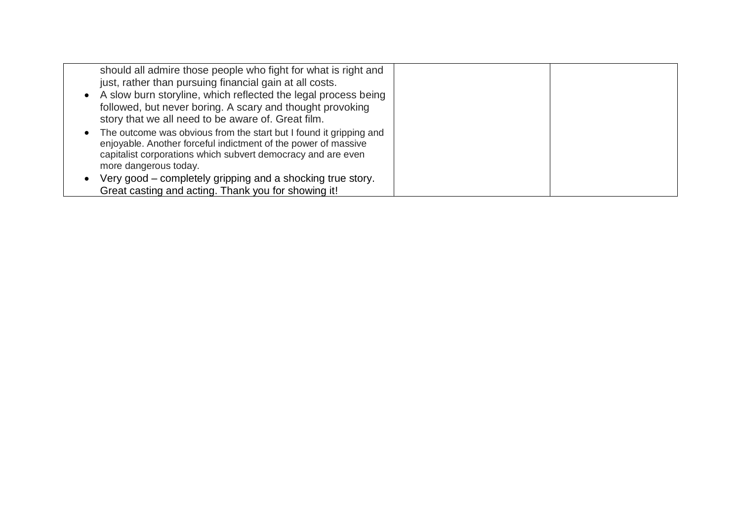| | | |
|---|---|---|
| should all admire those people who fight for what is right and just, rather than pursuing financial gain at all costs.<br>• A slow burn storyline, which reflected the legal process being followed, but never boring. A scary and thought provoking story that we all need to be aware of. Great film.<br>• The outcome was obvious from the start but I found it gripping and enjoyable. Another forceful indictment of the power of massive capitalist corporations which subvert democracy and are even more dangerous today.<br>• Very good – completely gripping and a shocking true story. Great casting and acting. Thank you for showing it! | | |